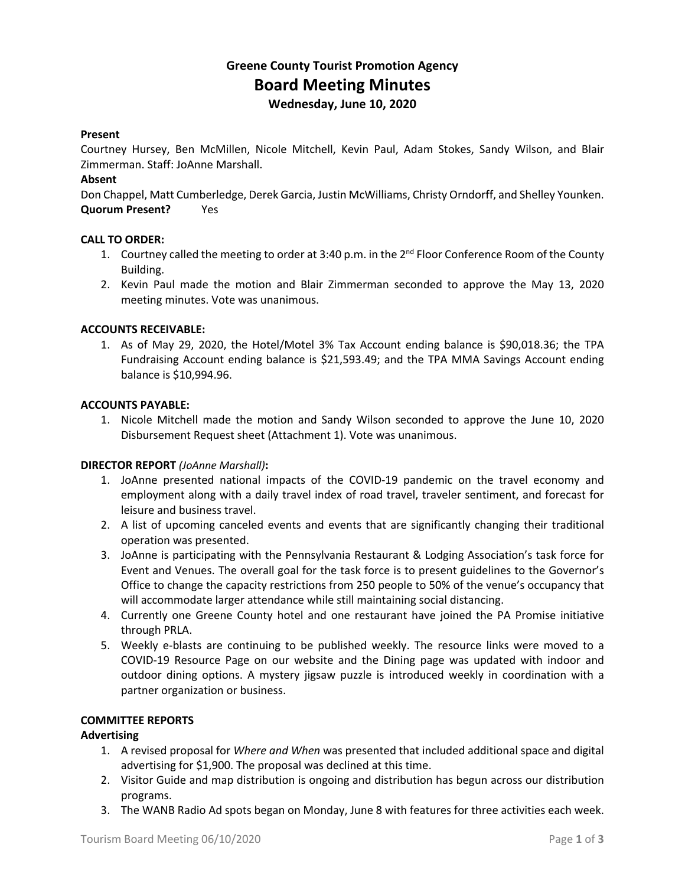# Greene County Tourist Promotion Agency

## Board Meeting Minutes

### Wednesday, June 10, 2020

**Present**

Courtney Hursey, Ben McMillen, Nicole Mitchell, Kevin Paul, Adam Stokes, Sandy Wilson, and Blair Zimmerman. Staff: JoAnne Marshall.

**Absent**

Don Chappel, Matt Cumberledge, Derek Garcia, Justin McWilliams, Christy Orndorff, and Shelley Younken.

**Quorum Present?** Yes

**CALL TO ORDER:**

1. Courtney called the meeting to order at 3:40 p.m. in the 2nd Floor Conference Room of the County Building.
2. Kevin Paul made the motion and Blair Zimmerman seconded to approve the May 13, 2020 meeting minutes. Vote was unanimous.

**ACCOUNTS RECEIVABLE:**

1. As of May 29, 2020, the Hotel/Motel 3% Tax Account ending balance is $90,018.36; the TPA Fundraising Account ending balance is $21,593.49; and the TPA MMA Savings Account ending balance is $10,994.96.

**ACCOUNTS PAYABLE:**

1. Nicole Mitchell made the motion and Sandy Wilson seconded to approve the June 10, 2020 Disbursement Request sheet (Attachment 1). Vote was unanimous.

**DIRECTOR REPORT** ***(JoAnne Marshall)*****:**

1. JoAnne presented national impacts of the COVID-19 pandemic on the travel economy and employment along with a daily travel index of road travel, traveler sentiment, and forecast for leisure and business travel.
2. A list of upcoming canceled events and events that are significantly changing their traditional operation was presented.
3. JoAnne is participating with the Pennsylvania Restaurant & Lodging Association's task force for Event and Venues. The overall goal for the task force is to present guidelines to the Governor's Office to change the capacity restrictions from 250 people to 50% of the venue's occupancy that will accommodate larger attendance while still maintaining social distancing.
4. Currently one Greene County hotel and one restaurant have joined the PA Promise initiative through PRLA.
5. Weekly e-blasts are continuing to be published weekly. The resource links were moved to a COVID-19 Resource Page on our website and the Dining page was updated with indoor and outdoor dining options. A mystery jigsaw puzzle is introduced weekly in coordination with a partner organization or business.

**COMMITTEE REPORTS**

**Advertising**

1. A revised proposal for *Where and When* was presented that included additional space and digital advertising for $1,900. The proposal was declined at this time.
2. Visitor Guide and map distribution is ongoing and distribution has begun across our distribution programs.
3. The WANB Radio Ad spots began on Monday, June 8 with features for three activities each week.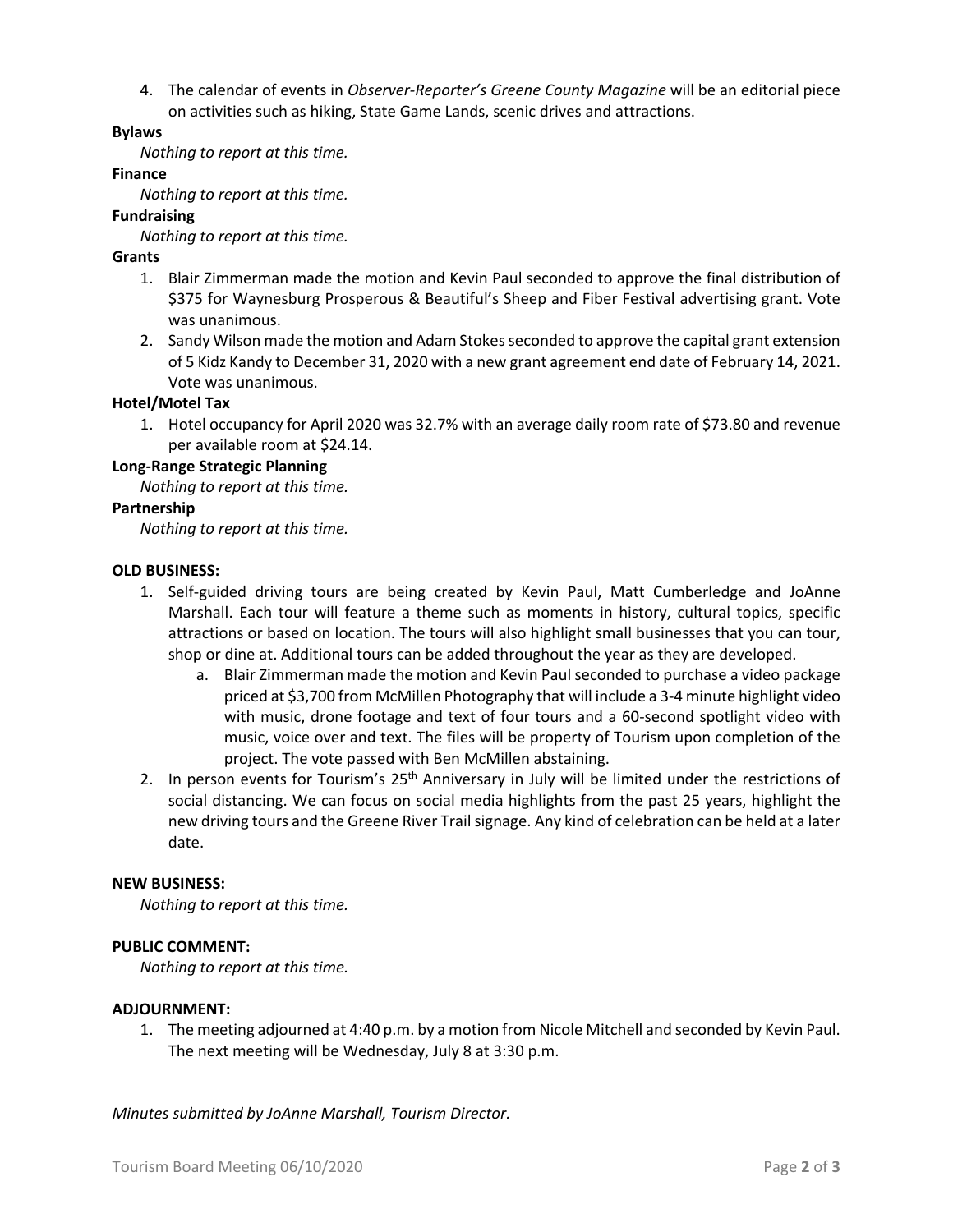4. The calendar of events in *Observer-Reporter's Greene County Magazine* will be an editorial piece on activities such as hiking, State Game Lands, scenic drives and attractions.

**Bylaws**

*Nothing to report at this time.*

**Finance**

*Nothing to report at this time.*

**Fundraising**

*Nothing to report at this time.*

**Grants**

1. Blair Zimmerman made the motion and Kevin Paul seconded to approve the final distribution of $375 for Waynesburg Prosperous & Beautiful's Sheep and Fiber Festival advertising grant. Vote was unanimous.
2. Sandy Wilson made the motion and Adam Stokes seconded to approve the capital grant extension of 5 Kidz Kandy to December 31, 2020 with a new grant agreement end date of February 14, 2021. Vote was unanimous.

**Hotel/Motel Tax**

1. Hotel occupancy for April 2020 was 32.7% with an average daily room rate of $73.80 and revenue per available room at $24.14.

**Long-Range Strategic Planning**

*Nothing to report at this time.*

**Partnership**

*Nothing to report at this time.*

**OLD BUSINESS:**

1. Self-guided driving tours are being created by Kevin Paul, Matt Cumberledge and JoAnne Marshall. Each tour will feature a theme such as moments in history, cultural topics, specific attractions or based on location. The tours will also highlight small businesses that you can tour, shop or dine at. Additional tours can be added throughout the year as they are developed.
   a. Blair Zimmerman made the motion and Kevin Paul seconded to purchase a video package priced at $3,700 from McMillen Photography that will include a 3-4 minute highlight video with music, drone footage and text of four tours and a 60-second spotlight video with music, voice over and text. The files will be property of Tourism upon completion of the project. The vote passed with Ben McMillen abstaining.
2. In person events for Tourism's 25th Anniversary in July will be limited under the restrictions of social distancing. We can focus on social media highlights from the past 25 years, highlight the new driving tours and the Greene River Trail signage. Any kind of celebration can be held at a later date.

**NEW BUSINESS:**

*Nothing to report at this time.*

**PUBLIC COMMENT:**

*Nothing to report at this time.*

**ADJOURNMENT:**

1. The meeting adjourned at 4:40 p.m. by a motion from Nicole Mitchell and seconded by Kevin Paul. The next meeting will be Wednesday, July 8 at 3:30 p.m.

*Minutes submitted by JoAnne Marshall, Tourism Director.*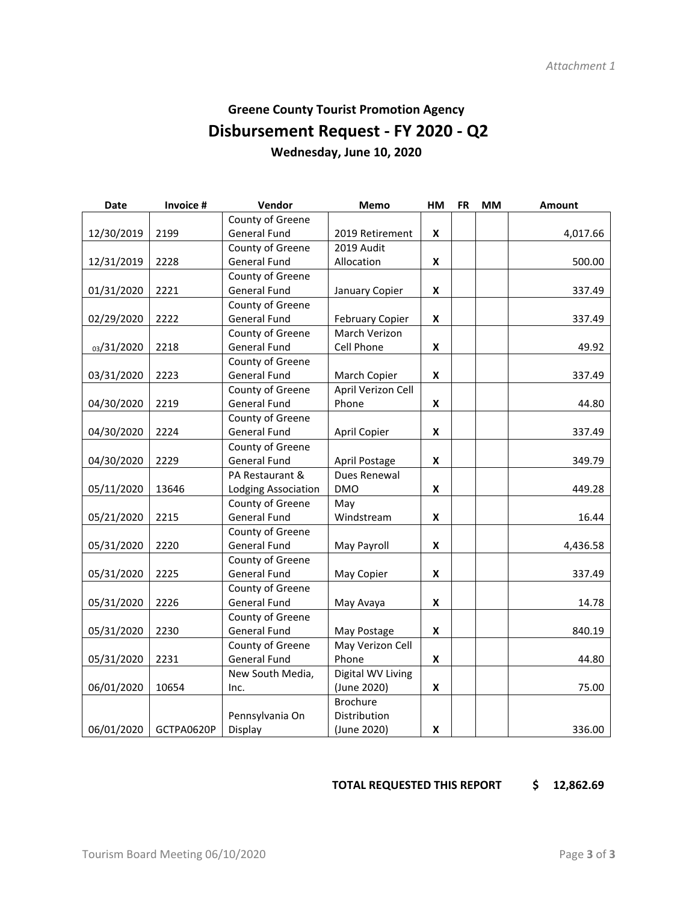*Attachment 1*

### Greene County Tourist Promotion Agency

## Disbursement Request - FY 2020 - Q2

**Wednesday, June 10, 2020**

| Date | Invoice # | Vendor | Memo | HM | FR | MM | Amount |
|---|---|---|---|---|---|---|---|
| 12/30/2019 | 2199 | County of Greene General Fund | 2019 Retirement | X | | | 4,017.66 |
| 12/31/2019 | 2228 | County of Greene General Fund | 2019 Audit Allocation | X | | | 500.00 |
| 01/31/2020 | 2221 | County of Greene General Fund | January Copier | X | | | 337.49 |
| 02/29/2020 | 2222 | County of Greene General Fund | February Copier | X | | | 337.49 |
| 03/31/2020 | 2218 | County of Greene General Fund | March Verizon Cell Phone | X | | | 49.92 |
| 03/31/2020 | 2223 | County of Greene General Fund | March Copier | X | | | 337.49 |
| 04/30/2020 | 2219 | County of Greene General Fund | April Verizon Cell Phone | X | | | 44.80 |
| 04/30/2020 | 2224 | County of Greene General Fund | April Copier | X | | | 337.49 |
| 04/30/2020 | 2229 | County of Greene General Fund | April Postage | X | | | 349.79 |
| 05/11/2020 | 13646 | PA Restaurant & Lodging Association | Dues Renewal DMO | X | | | 449.28 |
| 05/21/2020 | 2215 | County of Greene General Fund | May Windstream | X | | | 16.44 |
| 05/31/2020 | 2220 | County of Greene General Fund | May Payroll | X | | | 4,436.58 |
| 05/31/2020 | 2225 | County of Greene General Fund | May Copier | X | | | 337.49 |
| 05/31/2020 | 2226 | County of Greene General Fund | May Avaya | X | | | 14.78 |
| 05/31/2020 | 2230 | County of Greene General Fund | May Postage | X | | | 840.19 |
| 05/31/2020 | 2231 | County of Greene General Fund | May Verizon Cell Phone | X | | | 44.80 |
| 06/01/2020 | 10654 | New South Media, Inc. | Digital WV Living (June 2020) | X | | | 75.00 |
| 06/01/2020 | GCTPA0620P | Pennsylvania On Display | Brochure Distribution (June 2020) | X | | | 336.00 |

**TOTAL REQUESTED THIS REPORT $ 12,862.69**